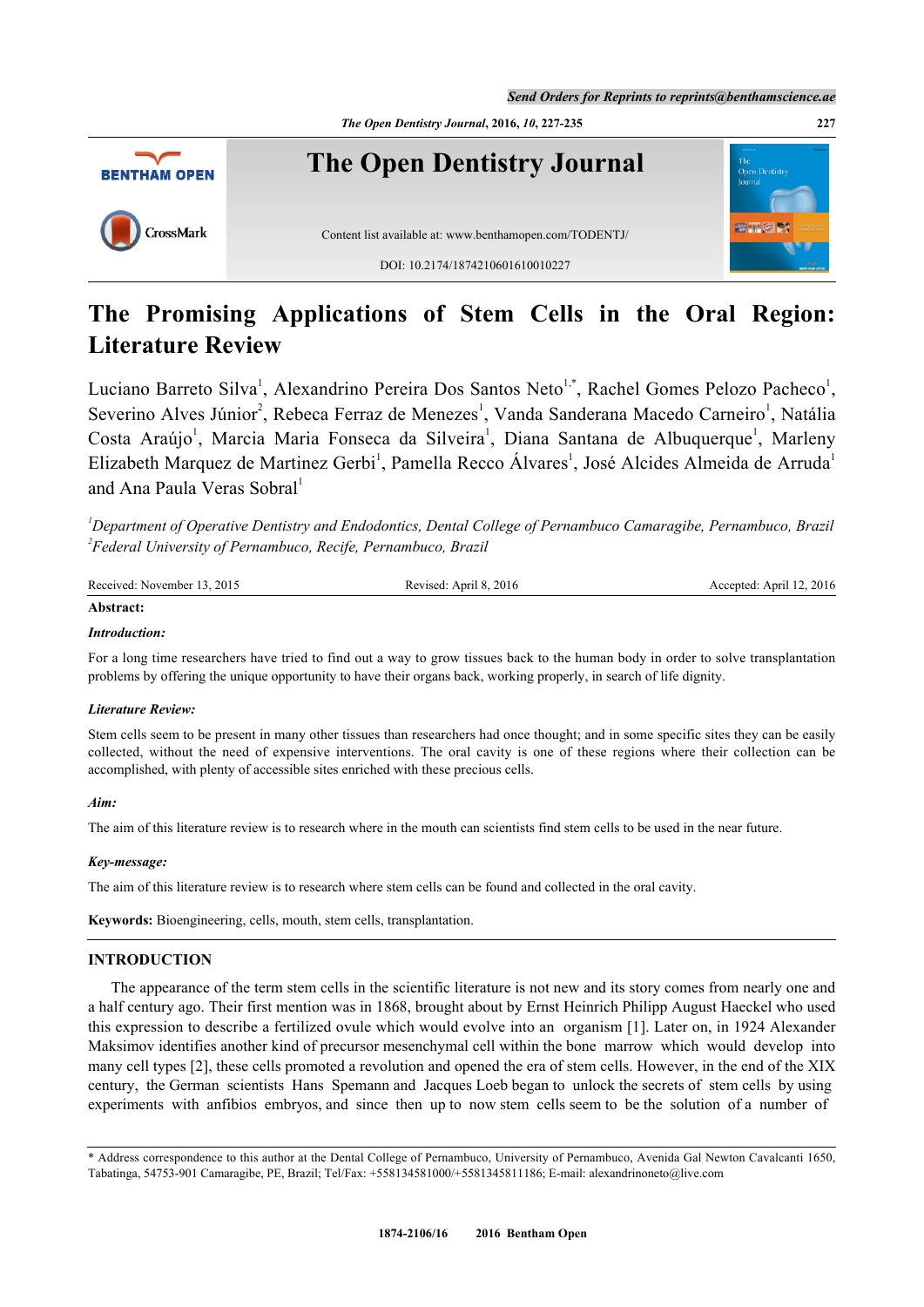# The Promising Applications of Stem Cells in the Oral Region: Literature Review

Luciano Barreto Silva[1], Alexandrino Pereira Dos Santos Neto[1,*], Rachel Gomes Pelozo Pacheco[1], Severino Alves Júnior[2], Rebeca Ferraz de Menezes[1], Vanda Sanderana Macedo Carneiro[1], Natália Costa Araújo[1], Marcia Maria Fonseca da Silveira[1], Diana Santana de Albuquerque[1], Marleny Elizabeth Marquez de Martinez Gerbi[1], Pamella Recco Álvares[1], José Alcides Almeida de Arruda[1] and Ana Paula Veras Sobral[1]

[1]*Department of Operative Dentistry and Endodontics, Dental College of Pernambuco Camaragibe, Pernambuco, Brazil*
[2]*Federal University of Pernambuco, Recife, Pernambuco, Brazil*

Received: November 13, 2015 | Revised: April 8, 2016 | Accepted: April 12, 2016

**Abstract:**

***Introduction:***

For a long time researchers have tried to find out a way to grow tissues back to the human body in order to solve transplantation problems by offering the unique opportunity to have their organs back, working properly, in search of life dignity.

***Literature Review:***

Stem cells seem to be present in many other tissues than researchers had once thought; and in some specific sites they can be easily collected, without the need of expensive interventions. The oral cavity is one of these regions where their collection can be accomplished, with plenty of accessible sites enriched with these precious cells.

***Aim:***

The aim of this literature review is to research where in the mouth can scientists find stem cells to be used in the near future.

***Key-message:***

The aim of this literature review is to research where stem cells can be found and collected in the oral cavity.

**Keywords:** Bioengineering, cells, mouth, stem cells, transplantation.

## INTRODUCTION

The appearance of the term stem cells in the scientific literature is not new and its story comes from nearly one and a half century ago. Their first mention was in 1868, brought about by Ernst Heinrich Philipp August Haeckel who used this expression to describe a fertilized ovule which would evolve into an organism [1]. Later on, in 1924 Alexander Maksimov identifies another kind of precursor mesenchymal cell within the bone marrow which would develop into many cell types [2], these cells promoted a revolution and opened the era of stem cells. However, in the end of the XIX century, the German scientists Hans Spemann and Jacques Loeb began to unlock the secrets of stem cells by using experiments with anfibios embryos, and since then up to now stem cells seem to be the solution of a number of

\* Address correspondence to this author at the Dental College of Pernambuco, University of Pernambuco, Avenida Gal Newton Cavalcanti 1650, Tabatinga, 54753-901 Camaragibe, PE, Brazil; Tel/Fax: +558134581000/+5581345811186; E-mail: alexandrinoneto@live.com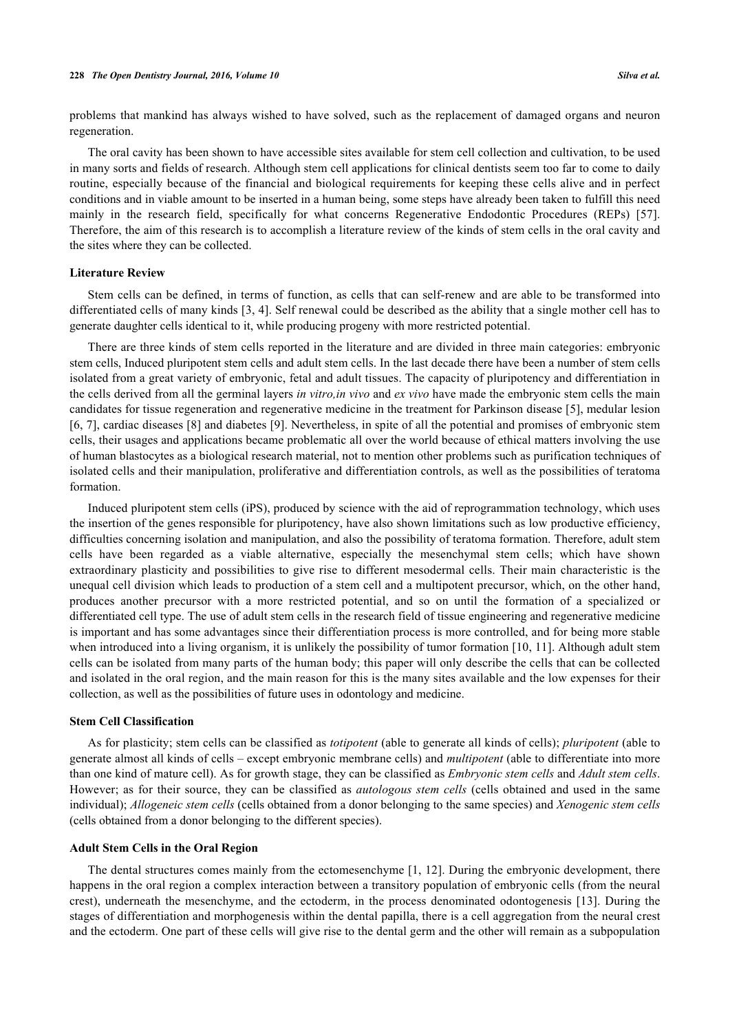problems that mankind has always wished to have solved, such as the replacement of damaged organs and neuron regeneration.

The oral cavity has been shown to have accessible sites available for stem cell collection and cultivation, to be used in many sorts and fields of research. Although stem cell applications for clinical dentists seem too far to come to daily routine, especially because of the financial and biological requirements for keeping these cells alive and in perfect conditions and in viable amount to be inserted in a human being, some steps have already been taken to fulfill this need mainly in the research field, specifically for what concerns Regenerative Endodontic Procedures (REPs) [57]. Therefore, the aim of this research is to accomplish a literature review of the kinds of stem cells in the oral cavity and the sites where they can be collected.

### Literature Review

Stem cells can be defined, in terms of function, as cells that can self-renew and are able to be transformed into differentiated cells of many kinds [3, 4]. Self renewal could be described as the ability that a single mother cell has to generate daughter cells identical to it, while producing progeny with more restricted potential.

There are three kinds of stem cells reported in the literature and are divided in three main categories: embryonic stem cells, Induced pluripotent stem cells and adult stem cells. In the last decade there have been a number of stem cells isolated from a great variety of embryonic, fetal and adult tissues. The capacity of pluripotency and differentiation in the cells derived from all the germinal layers *in vitro,in vivo* and *ex vivo* have made the embryonic stem cells the main candidates for tissue regeneration and regenerative medicine in the treatment for Parkinson disease [5], medular lesion [6, 7], cardiac diseases [8] and diabetes [9]. Nevertheless, in spite of all the potential and promises of embryonic stem cells, their usages and applications became problematic all over the world because of ethical matters involving the use of human blastocytes as a biological research material, not to mention other problems such as purification techniques of isolated cells and their manipulation, proliferative and differentiation controls, as well as the possibilities of teratoma formation.

Induced pluripotent stem cells (iPS), produced by science with the aid of reprogrammation technology, which uses the insertion of the genes responsible for pluripotency, have also shown limitations such as low productive efficiency, difficulties concerning isolation and manipulation, and also the possibility of teratoma formation. Therefore, adult stem cells have been regarded as a viable alternative, especially the mesenchymal stem cells; which have shown extraordinary plasticity and possibilities to give rise to different mesodermal cells. Their main characteristic is the unequal cell division which leads to production of a stem cell and a multipotent precursor, which, on the other hand, produces another precursor with a more restricted potential, and so on until the formation of a specialized or differentiated cell type. The use of adult stem cells in the research field of tissue engineering and regenerative medicine is important and has some advantages since their differentiation process is more controlled, and for being more stable when introduced into a living organism, it is unlikely the possibility of tumor formation [10, 11]. Although adult stem cells can be isolated from many parts of the human body; this paper will only describe the cells that can be collected and isolated in the oral region, and the main reason for this is the many sites available and the low expenses for their collection, as well as the possibilities of future uses in odontology and medicine.

### Stem Cell Classification

As for plasticity; stem cells can be classified as *totipotent* (able to generate all kinds of cells); *pluripotent* (able to generate almost all kinds of cells – except embryonic membrane cells) and *multipotent* (able to differentiate into more than one kind of mature cell). As for growth stage, they can be classified as *Embryonic stem cells* and *Adult stem cells*. However; as for their source, they can be classified as *autologous stem cells* (cells obtained and used in the same individual); *Allogeneic stem cells* (cells obtained from a donor belonging to the same species) and *Xenogenic stem cells* (cells obtained from a donor belonging to the different species).

### Adult Stem Cells in the Oral Region

The dental structures comes mainly from the ectomesenchyme [1, 12]. During the embryonic development, there happens in the oral region a complex interaction between a transitory population of embryonic cells (from the neural crest), underneath the mesenchyme, and the ectoderm, in the process denominated odontogenesis [13]. During the stages of differentiation and morphogenesis within the dental papilla, there is a cell aggregation from the neural crest and the ectoderm. One part of these cells will give rise to the dental germ and the other will remain as a subpopulation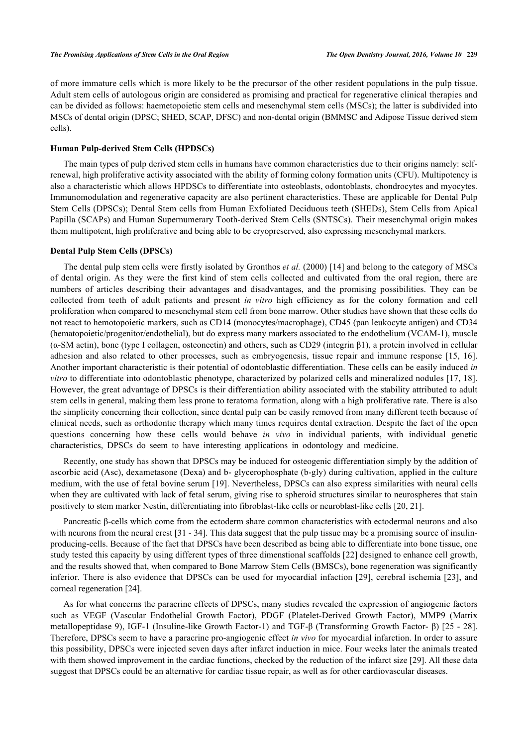of more immature cells which is more likely to be the precursor of the other resident populations in the pulp tissue. Adult stem cells of autologous origin are considered as promising and practical for regenerative clinical therapies and can be divided as follows: haemetopoietic stem cells and mesenchymal stem cells (MSCs); the latter is subdivided into MSCs of dental origin (DPSC; SHED, SCAP, DFSC) and non-dental origin (BMMSC and Adipose Tissue derived stem cells).

### Human Pulp-derived Stem Cells (HPDSCs)

The main types of pulp derived stem cells in humans have common characteristics due to their origins namely: self-renewal, high proliferative activity associated with the ability of forming colony formation units (CFU). Multipotency is also a characteristic which allows HPDSCs to differentiate into osteoblasts, odontoblasts, chondrocytes and myocytes. Immunomodulation and regenerative capacity are also pertinent characteristics. These are applicable for Dental Pulp Stem Cells (DPSCs); Dental Stem cells from Human Exfoliated Deciduous teeth (SHEDs), Stem Cells from Apical Papilla (SCAPs) and Human Supernumerary Tooth-derived Stem Cells (SNTSCs). Their mesenchymal origin makes them multipotent, high proliferative and being able to be cryopreserved, also expressing mesenchymal markers.

### Dental Pulp Stem Cells (DPSCs)

The dental pulp stem cells were firstly isolated by Gronthos *et al.* (2000) [14] and belong to the category of MSCs of dental origin. As they were the first kind of stem cells collected and cultivated from the oral region, there are numbers of articles describing their advantages and disadvantages, and the promising possibilities. They can be collected from teeth of adult patients and present *in vitro* high efficiency as for the colony formation and cell proliferation when compared to mesenchymal stem cell from bone marrow. Other studies have shown that these cells do not react to hemotopoietic markers, such as CD14 (monocytes/macrophage), CD45 (pan leukocyte antigen) and CD34 (hematopoietic/progenitor/endothelial), but do express many markers associated to the endothelium (VCAM-1), muscle (α-SM actin), bone (type I collagen, osteonectin) and others, such as CD29 (integrin β1), a protein involved in cellular adhesion and also related to other processes, such as embryogenesis, tissue repair and immune response [15, 16]. Another important characteristic is their potential of odontoblastic differentiation. These cells can be easily induced *in vitro* to differentiate into odontoblastic phenotype, characterized by polarized cells and mineralized nodules [17, 18]. However, the great advantage of DPSCs is their differentiation ability associated with the stability attributed to adult stem cells in general, making them less prone to teratoma formation, along with a high proliferative rate. There is also the simplicity concerning their collection, since dental pulp can be easily removed from many different teeth because of clinical needs, such as orthodontic therapy which many times requires dental extraction. Despite the fact of the open questions concerning how these cells would behave *in vivo* in individual patients, with individual genetic characteristics, DPSCs do seem to have interesting applications in odontology and medicine.

Recently, one study has shown that DPSCs may be induced for osteogenic differentiation simply by the addition of ascorbic acid (Asc), dexametasone (Dexa) and b- glycerophosphate (b-gly) during cultivation, applied in the culture medium, with the use of fetal bovine serum [19]. Nevertheless, DPSCs can also express similarities with neural cells when they are cultivated with lack of fetal serum, giving rise to spheroid structures similar to neurospheres that stain positively to stem marker Nestin, differentiating into fibroblast-like cells or neuroblast-like cells [20, 21].

Pancreatic β-cells which come from the ectoderm share common characteristics with ectodermal neurons and also with neurons from the neural crest [31 - 34]. This data suggest that the pulp tissue may be a promising source of insulin-producing-cells. Because of the fact that DPSCs have been described as being able to differentiate into bone tissue, one study tested this capacity by using different types of three dimenstional scaffolds [22] designed to enhance cell growth, and the results showed that, when compared to Bone Marrow Stem Cells (BMSCs), bone regeneration was significantly inferior. There is also evidence that DPSCs can be used for myocardial infaction [29], cerebral ischemia [23], and corneal regeneration [24].

As for what concerns the paracrine effects of DPSCs, many studies revealed the expression of angiogenic factors such as VEGF (Vascular Endothelial Growth Factor), PDGF (Platelet-Derived Growth Factor), MMP9 (Matrix metallopeptidase 9), IGF-1 (Insuline-like Growth Factor-1) and TGF-β (Transforming Growth Factor- β) [25 - 28]. Therefore, DPSCs seem to have a paracrine pro-angiogenic effect *in vivo* for myocardial infarction. In order to assure this possibility, DPSCs were injected seven days after infarct induction in mice. Four weeks later the animals treated with them showed improvement in the cardiac functions, checked by the reduction of the infarct size [29]. All these data suggest that DPSCs could be an alternative for cardiac tissue repair, as well as for other cardiovascular diseases.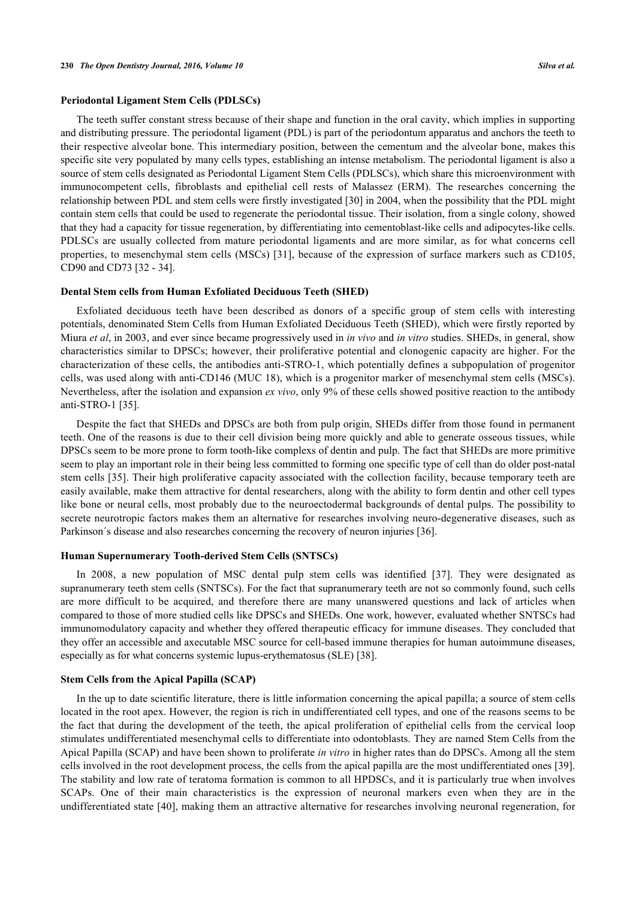### Periodontal Ligament Stem Cells (PDLSCs)

The teeth suffer constant stress because of their shape and function in the oral cavity, which implies in supporting and distributing pressure. The periodontal ligament (PDL) is part of the periodontum apparatus and anchors the teeth to their respective alveolar bone. This intermediary position, between the cementum and the alveolar bone, makes this specific site very populated by many cells types, establishing an intense metabolism. The periodontal ligament is also a source of stem cells designated as Periodontal Ligament Stem Cells (PDLSCs), which share this microenvironment with immunocompetent cells, fibroblasts and epithelial cell rests of Malassez (ERM). The researches concerning the relationship between PDL and stem cells were firstly investigated [30] in 2004, when the possibility that the PDL might contain stem cells that could be used to regenerate the periodontal tissue. Their isolation, from a single colony, showed that they had a capacity for tissue regeneration, by differentiating into cementoblast-like cells and adipocytes-like cells. PDLSCs are usually collected from mature periodontal ligaments and are more similar, as for what concerns cell properties, to mesenchymal stem cells (MSCs) [31], because of the expression of surface markers such as CD105, CD90 and CD73 [32 - 34].

### Dental Stem cells from Human Exfoliated Deciduous Teeth (SHED)

Exfoliated deciduous teeth have been described as donors of a specific group of stem cells with interesting potentials, denominated Stem Cells from Human Exfoliated Deciduous Teeth (SHED), which were firstly reported by Miura *et al*, in 2003, and ever since became progressively used in *in vivo* and *in vitro* studies. SHEDs, in general, show characteristics similar to DPSCs; however, their proliferative potential and clonogenic capacity are higher. For the characterization of these cells, the antibodies anti-STRO-1, which potentially defines a subpopulation of progenitor cells, was used along with anti-CD146 (MUC 18), which is a progenitor marker of mesenchymal stem cells (MSCs). Nevertheless, after the isolation and expansion *ex vivo*, only 9% of these cells showed positive reaction to the antibody anti-STRO-1 [35].

Despite the fact that SHEDs and DPSCs are both from pulp origin, SHEDs differ from those found in permanent teeth. One of the reasons is due to their cell division being more quickly and able to generate osseous tissues, while DPSCs seem to be more prone to form tooth-like complexs of dentin and pulp. The fact that SHEDs are more primitive seem to play an important role in their being less committed to forming one specific type of cell than do older post-natal stem cells [35]. Their high proliferative capacity associated with the collection facility, because temporary teeth are easily available, make them attractive for dental researchers, along with the ability to form dentin and other cell types like bone or neural cells, most probably due to the neuroectodermal backgrounds of dental pulps. The possibility to secrete neurotropic factors makes them an alternative for researches involving neuro-degenerative diseases, such as Parkinson´s disease and also researches concerning the recovery of neuron injuries [36].

### Human Supernumerary Tooth-derived Stem Cells (SNTSCs)

In 2008, a new population of MSC dental pulp stem cells was identified [37]. They were designated as supranumerary teeth stem cells (SNTSCs). For the fact that supranumerary teeth are not so commonly found, such cells are more difficult to be acquired, and therefore there are many unanswered questions and lack of articles when compared to those of more studied cells like DPSCs and SHEDs. One work, however, evaluated whether SNTSCs had immunomodulatory capacity and whether they offered therapeutic efficacy for immune diseases. They concluded that they offer an accessible and executable MSC source for cell-based immune therapies for human autoimmune diseases, especially as for what concerns systemic lupus-erythematosus (SLE) [38].

### Stem Cells from the Apical Papilla (SCAP)

In the up to date scientific literature, there is little information concerning the apical papilla; a source of stem cells located in the root apex. However, the region is rich in undifferentiated cell types, and one of the reasons seems to be the fact that during the development of the teeth, the apical proliferation of epithelial cells from the cervical loop stimulates undifferentiated mesenchymal cells to differentiate into odontoblasts. They are named Stem Cells from the Apical Papilla (SCAP) and have been shown to proliferate *in vitro* in higher rates than do DPSCs. Among all the stem cells involved in the root development process, the cells from the apical papilla are the most undifferentiated ones [39]. The stability and low rate of teratoma formation is common to all HPDSCs, and it is particularly true when involves SCAPs. One of their main characteristics is the expression of neuronal markers even when they are in the undifferentiated state [40], making them an attractive alternative for researches involving neuronal regeneration, for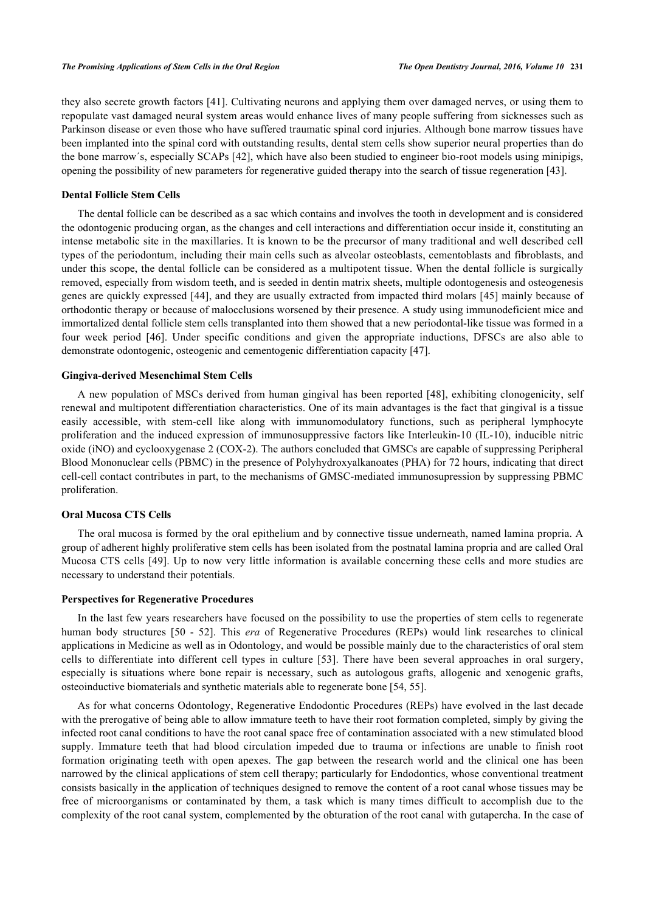they also secrete growth factors [41]. Cultivating neurons and applying them over damaged nerves, or using them to repopulate vast damaged neural system areas would enhance lives of many people suffering from sicknesses such as Parkinson disease or even those who have suffered traumatic spinal cord injuries. Although bone marrow tissues have been implanted into the spinal cord with outstanding results, dental stem cells show superior neural properties than do the bone marrow´s, especially SCAPs [42], which have also been studied to engineer bio-root models using minipigs, opening the possibility of new parameters for regenerative guided therapy into the search of tissue regeneration [43].

### Dental Follicle Stem Cells

The dental follicle can be described as a sac which contains and involves the tooth in development and is considered the odontogenic producing organ, as the changes and cell interactions and differentiation occur inside it, constituting an intense metabolic site in the maxillaries. It is known to be the precursor of many traditional and well described cell types of the periodontum, including their main cells such as alveolar osteoblasts, cementoblasts and fibroblasts, and under this scope, the dental follicle can be considered as a multipotent tissue. When the dental follicle is surgically removed, especially from wisdom teeth, and is seeded in dentin matrix sheets, multiple odontogenesis and osteogenesis genes are quickly expressed [44], and they are usually extracted from impacted third molars [45] mainly because of orthodontic therapy or because of malocclusions worsened by their presence. A study using immunodeficient mice and immortalized dental follicle stem cells transplanted into them showed that a new periodontal-like tissue was formed in a four week period [46]. Under specific conditions and given the appropriate inductions, DFSCs are also able to demonstrate odontogenic, osteogenic and cementogenic differentiation capacity [47].

### Gingiva-derived Mesenchimal Stem Cells

A new population of MSCs derived from human gingival has been reported [48], exhibiting clonogenicity, self renewal and multipotent differentiation characteristics. One of its main advantages is the fact that gingival is a tissue easily accessible, with stem-cell like along with immunomodulatory functions, such as peripheral lymphocyte proliferation and the induced expression of immunosuppressive factors like Interleukin-10 (IL-10), inducible nitric oxide (iNO) and cyclooxygenase 2 (COX-2). The authors concluded that GMSCs are capable of suppressing Peripheral Blood Mononuclear cells (PBMC) in the presence of Polyhydroxyalkanoates (PHA) for 72 hours, indicating that direct cell-cell contact contributes in part, to the mechanisms of GMSC-mediated immunosupression by suppressing PBMC proliferation.

### Oral Mucosa CTS Cells

The oral mucosa is formed by the oral epithelium and by connective tissue underneath, named lamina propria. A group of adherent highly proliferative stem cells has been isolated from the postnatal lamina propria and are called Oral Mucosa CTS cells [49]. Up to now very little information is available concerning these cells and more studies are necessary to understand their potentials.

### Perspectives for Regenerative Procedures

In the last few years researchers have focused on the possibility to use the properties of stem cells to regenerate human body structures [50 - 52]. This *era* of Regenerative Procedures (REPs) would link researches to clinical applications in Medicine as well as in Odontology, and would be possible mainly due to the characteristics of oral stem cells to differentiate into different cell types in culture [53]. There have been several approaches in oral surgery, especially is situations where bone repair is necessary, such as autologous grafts, allogenic and xenogenic grafts, osteoinductive biomaterials and synthetic materials able to regenerate bone [54, 55].

As for what concerns Odontology, Regenerative Endodontic Procedures (REPs) have evolved in the last decade with the prerogative of being able to allow immature teeth to have their root formation completed, simply by giving the infected root canal conditions to have the root canal space free of contamination associated with a new stimulated blood supply. Immature teeth that had blood circulation impeded due to trauma or infections are unable to finish root formation originating teeth with open apexes. The gap between the research world and the clinical one has been narrowed by the clinical applications of stem cell therapy; particularly for Endodontics, whose conventional treatment consists basically in the application of techniques designed to remove the content of a root canal whose tissues may be free of microorganisms or contaminated by them, a task which is many times difficult to accomplish due to the complexity of the root canal system, complemented by the obturation of the root canal with gutapercha. In the case of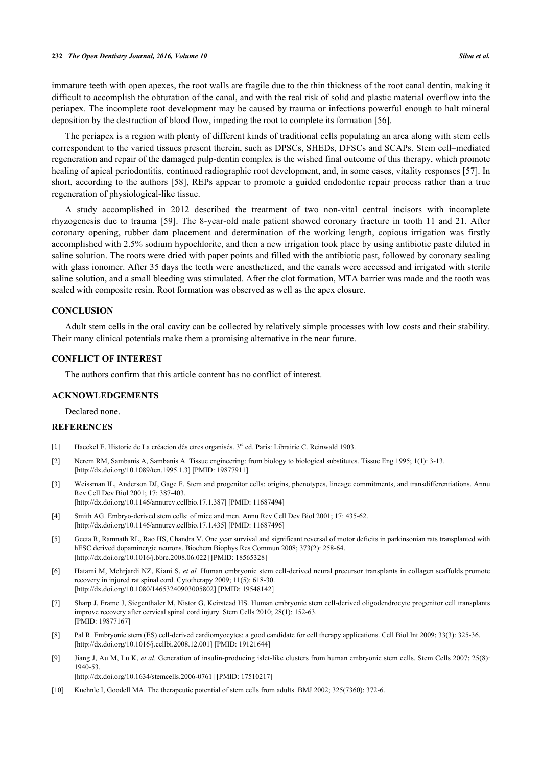immature teeth with open apexes, the root walls are fragile due to the thin thickness of the root canal dentin, making it difficult to accomplish the obturation of the canal, and with the real risk of solid and plastic material overflow into the periapex. The incomplete root development may be caused by trauma or infections powerful enough to halt mineral deposition by the destruction of blood flow, impeding the root to complete its formation [56].

The periapex is a region with plenty of different kinds of traditional cells populating an area along with stem cells correspondent to the varied tissues present therein, such as DPSCs, SHEDs, DFSCs and SCAPs. Stem cell–mediated regeneration and repair of the damaged pulp-dentin complex is the wished final outcome of this therapy, which promote healing of apical periodontitis, continued radiographic root development, and, in some cases, vitality responses [57]. In short, according to the authors [58], REPs appear to promote a guided endodontic repair process rather than a true regeneration of physiological-like tissue.

A study accomplished in 2012 described the treatment of two non-vital central incisors with incomplete rhyzogenesis due to trauma [59]. The 8-year-old male patient showed coronary fracture in tooth 11 and 21. After coronary opening, rubber dam placement and determination of the working length, copious irrigation was firstly accomplished with 2.5% sodium hypochlorite, and then a new irrigation took place by using antibiotic paste diluted in saline solution. The roots were dried with paper points and filled with the antibiotic past, followed by coronary sealing with glass ionomer. After 35 days the teeth were anesthetized, and the canals were accessed and irrigated with sterile saline solution, and a small bleeding was stimulated. After the clot formation, MTA barrier was made and the tooth was sealed with composite resin. Root formation was observed as well as the apex closure.

## CONCLUSION

Adult stem cells in the oral cavity can be collected by relatively simple processes with low costs and their stability. Their many clinical potentials make them a promising alternative in the near future.

## CONFLICT OF INTEREST

The authors confirm that this article content has no conflict of interest.

## ACKNOWLEDGEMENTS

Declared none.

## REFERENCES

[1] Haeckel E. Historie de La créacion dês etres organisés. 3rd ed. Paris: Librairie C. Reinwald 1903.

[2] Nerem RM, Sambanis A, Sambanis A. Tissue engineering: from biology to biological substitutes. Tissue Eng 1995; 1(1): 3-13. [http://dx.doi.org/10.1089/ten.1995.1.3] [PMID: 19877911]

[3] Weissman IL, Anderson DJ, Gage F. Stem and progenitor cells: origins, phenotypes, lineage commitments, and transdifferentiations. Annu Rev Cell Dev Biol 2001; 17: 387-403. [http://dx.doi.org/10.1146/annurev.cellbio.17.1.387] [PMID: 11687494]

[4] Smith AG. Embryo-derived stem cells: of mice and men. Annu Rev Cell Dev Biol 2001; 17: 435-62. [http://dx.doi.org/10.1146/annurev.cellbio.17.1.435] [PMID: 11687496]

[5] Geeta R, Ramnath RL, Rao HS, Chandra V. One year survival and significant reversal of motor deficits in parkinsonian rats transplanted with hESC derived dopaminergic neurons. Biochem Biophys Res Commun 2008; 373(2): 258-64. [http://dx.doi.org/10.1016/j.bbrc.2008.06.022] [PMID: 18565328]

[6] Hatami M, Mehrjardi NZ, Kiani S, *et al.* Human embryonic stem cell-derived neural precursor transplants in collagen scaffolds promote recovery in injured rat spinal cord. Cytotherapy 2009; 11(5): 618-30. [http://dx.doi.org/10.1080/14653240903005802] [PMID: 19548142]

[7] Sharp J, Frame J, Siegenthaler M, Nistor G, Keirstead HS. Human embryonic stem cell-derived oligodendrocyte progenitor cell transplants improve recovery after cervical spinal cord injury. Stem Cells 2010; 28(1): 152-63. [PMID: 19877167]

[8] Pal R. Embryonic stem (ES) cell-derived cardiomyocytes: a good candidate for cell therapy applications. Cell Biol Int 2009; 33(3): 325-36. [http://dx.doi.org/10.1016/j.cellbi.2008.12.001] [PMID: 19121644]

[9] Jiang J, Au M, Lu K, *et al.* Generation of insulin-producing islet-like clusters from human embryonic stem cells. Stem Cells 2007; 25(8): 1940-53. [http://dx.doi.org/10.1634/stemcells.2006-0761] [PMID: 17510217]

[10] Kuehnle I, Goodell MA. The therapeutic potential of stem cells from adults. BMJ 2002; 325(7360): 372-6.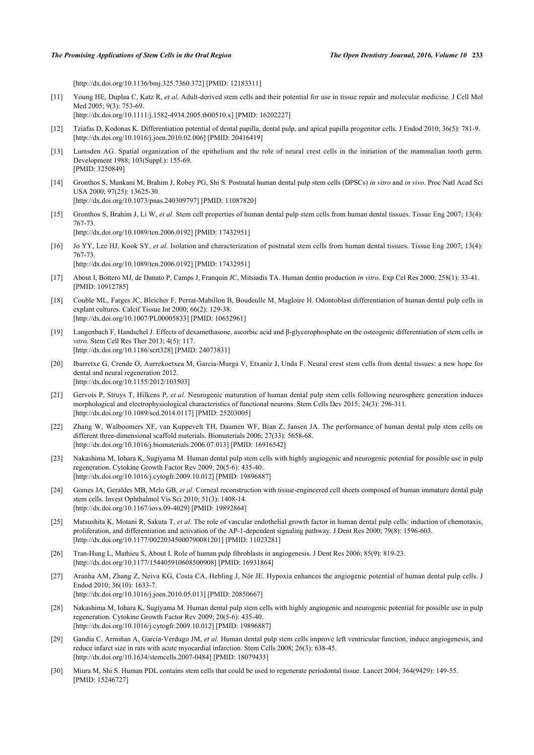[http://dx.doi.org/10.1136/bmj.325.7360.372] [PMID: 12183311]

[11] Young HE, Duplaa C, Katz R, *et al.* Adult-derived stem cells and their potential for use in tissue repair and molecular medicine. J Cell Mol Med 2005; 9(3): 753-69.
[http://dx.doi.org/10.1111/j.1582-4934.2005.tb00510.x] [PMID: 16202227]

[12] Tziafas D, Kodonas K. Differentiation potential of dental papilla, dental pulp, and apical papilla progenitor cells. J Endod 2010; 36(5): 781-9.
[http://dx.doi.org/10.1016/j.joen.2010.02.006] [PMID: 20416419]

[13] Lumsden AG. Spatial organization of the epithelium and the role of neural crest cells in the initiation of the mammalian tooth germ. Development 1988; 103(Suppl.): 155-69.
[PMID: 3250849]

[14] Gronthos S, Mankani M, Brahim J, Robey PG, Shi S. Postnatal human dental pulp stem cells (DPSCs) *in vitro* and *in vivo.* Proc Natl Acad Sci USA 2000; 97(25): 13625-30.
[http://dx.doi.org/10.1073/pnas.240309797] [PMID: 11087820]

[15] Gronthos S, Brahim J, Li W, *et al.* Stem cell properties of human dental pulp stem cells from human dental tissues. Tissue Eng 2007; 13(4): 767-73.
[http://dx.doi.org/10.1089/ten.2006.0192] [PMID: 17432951]

[16] Jo YY, Lee HJ, Kook SY, *et al.* Isolation and characterization of postnatal stem cells from human dental tissues. Tissue Eng 2007; 13(4): 767-73.
[http://dx.doi.org/10.1089/ten.2006.0192] [PMID: 17432951]

[17] About I, Bottero MJ, de Danato P, Camps J, Franquin JC, Mitsiadis TA. Human dentin production *in vitro.* Exp Cel Res 2000; 258(1): 33-41.
[PMID: 10912785]

[18] Couble ML, Farges JC, Bleicher F, Perrat-Mabillon B, Boudeulle M, Magloire H. Odontoblast differentiation of human dental pulp cells in explant cultures. Calcif Tissue Int 2000; 66(2): 129-38.
[http://dx.doi.org/10.1007/PL00005833] [PMID: 10652961]

[19] Langenbach F, Handschel J. Effects of dexamethasone, ascorbic acid and β-glycerophosphate on the osteogenic differentiation of stem cells *in vitro*. Stem Cell Res Ther 2013; 4(5): 117.
[http://dx.doi.org/10.1186/scrt328] [PMID: 24073831]

[20] Ibarretxe G, Crende O, Aurrekoetxea M, Garcia-Murga V, Etxaniz J, Unda F. Neural crest stem cells from dental tissues: a new hope for dental and neural regeneration 2012.
[http://dx.doi.org/10.1155/2012/103503]

[21] Gervois P, Struys T, Hilkens P, *et al.* Neurogenic maturation of human dental pulp stem cells following neurosphere generation induces morphological and electrophysiological characteristics of functional neurons. Stem Cells Dev 2015; 24(3): 296-311.
[http://dx.doi.org/10.1089/scd.2014.0117] [PMID: 25203005]

[22] Zhang W, Walboomers XF, van Kuppevelt TH, Daamen WF, Bian Z, Jansen JA. The performance of human dental pulp stem cells on different three-dimensional scaffold materials. Biomaterials 2006; 27(33): 5658-68.
[http://dx.doi.org/10.1016/j.biomaterials.2006.07.013] [PMID: 16916542]

[23] Nakashima M, Iohara K, Sugiyama M. Human dental pulp stem cells with highly angiogenic and neurogenic potential for possible use in pulp regeneration. Cytokine Growth Factor Rev 2009; 20(5-6): 435-40.
[http://dx.doi.org/10.1016/j.cytogfr.2009.10.012] [PMID: 19896887]

[24] Gomes JA, Geraldes MB, Melo GB, *et al.* Corneal reconstruction with tissue-engineered cell sheets composed of human immature dental pulp stem cells. Invest Ophthalmol Vis Sci 2010; 51(3): 1408-14.
[http://dx.doi.org/10.1167/iovs.09-4029] [PMID: 19892864]

[25] Matsushita K, Motani R, Sakuta T, *et al.* The role of vascular endothelial growth factor in human dental pulp cells: induction of chemotaxis, proliferation, and differentiation and activation of the AP-1-dependent signaling pathway. J Dent Res 2000; 79(8): 1596-603.
[http://dx.doi.org/10.1177/00220345000790081201] [PMID: 11023281]

[26] Tran-Hung L, Mathieu S, About I. Role of human pulp fibroblasts in angiogenesis. J Dent Res 2006; 85(9): 819-23.
[http://dx.doi.org/10.1177/154405910608500908] [PMID: 16931864]

[27] Aranha AM, Zhang Z, Neiva KG, Costa CA, Hebling J, Nör JE. Hypoxia enhances the angiogenic potential of human dental pulp cells. J Endod 2010; 36(10): 1633-7.
[http://dx.doi.org/10.1016/j.joen.2010.05.013] [PMID: 20850667]

[28] Nakashima M, Iohara K, Sugiyama M. Human dental pulp stem cells with highly angiogenic and neurogenic potential for possible use in pulp regeneration. Cytokine Growth Factor Rev 2009; 20(5-6): 435-40.
[http://dx.doi.org/10.1016/j.cytogfr.2009.10.012] [PMID: 19896887]

[29] Gandia C, Armiñan A, García-Verdugo JM, *et al.* Human dental pulp stem cells improve left ventricular function, induce angiogenesis, and reduce infarct size in rats with acute myocardial infarction. Stem Cells 2008; 26(3): 638-45.
[http://dx.doi.org/10.1634/stemcells.2007-0484] [PMID: 18079433]

[30] Miura M, Shi S. Human PDL contains stem cells that could be used to regenerate periodontal tissue. Lancet 2004; 364(9429): 149-55.
[PMID: 15246727]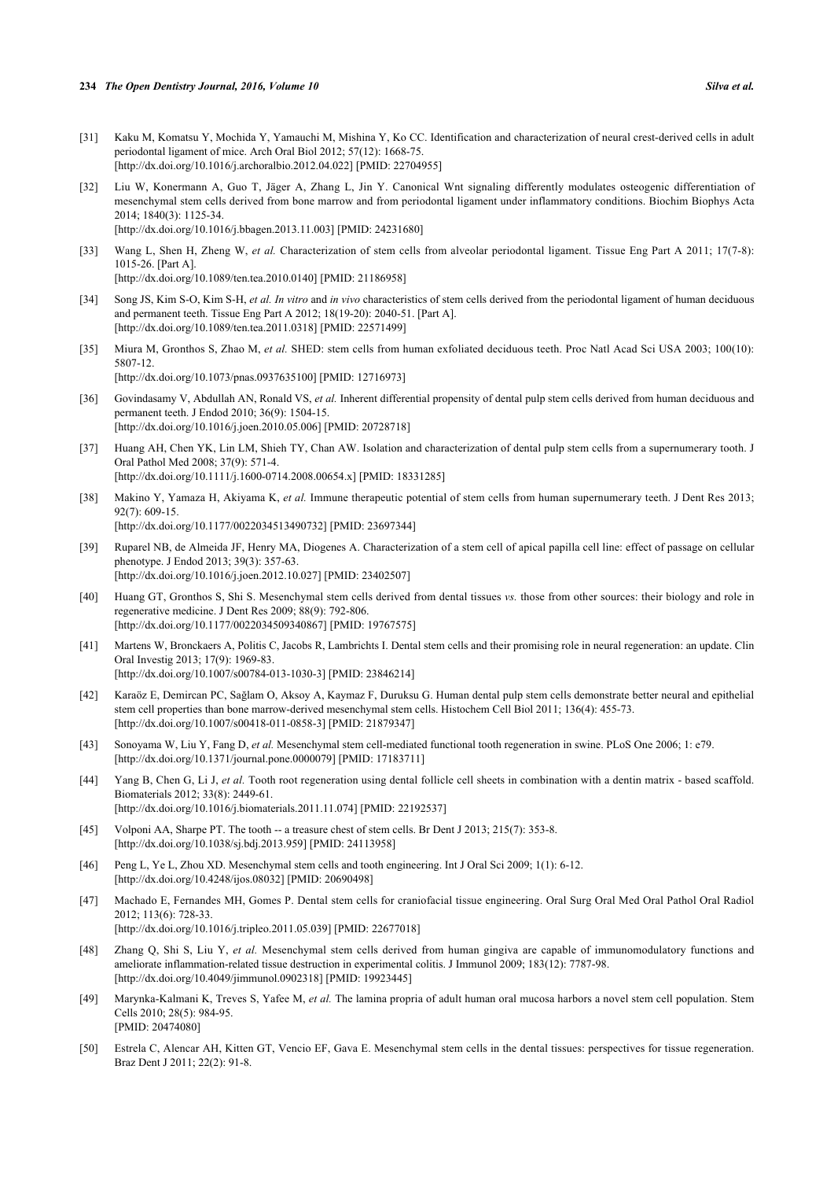[31] Kaku M, Komatsu Y, Mochida Y, Yamauchi M, Mishina Y, Ko CC. Identification and characterization of neural crest-derived cells in adult periodontal ligament of mice. Arch Oral Biol 2012; 57(12): 1668-75. [http://dx.doi.org/10.1016/j.archoralbio.2012.04.022] [PMID: 22704955]

[32] Liu W, Konermann A, Guo T, Jäger A, Zhang L, Jin Y. Canonical Wnt signaling differently modulates osteogenic differentiation of mesenchymal stem cells derived from bone marrow and from periodontal ligament under inflammatory conditions. Biochim Biophys Acta 2014; 1840(3): 1125-34. [http://dx.doi.org/10.1016/j.bbagen.2013.11.003] [PMID: 24231680]

[33] Wang L, Shen H, Zheng W, *et al.* Characterization of stem cells from alveolar periodontal ligament. Tissue Eng Part A 2011; 17(7-8): 1015-26. [Part A]. [http://dx.doi.org/10.1089/ten.tea.2010.0140] [PMID: 21186958]

[34] Song JS, Kim S-O, Kim S-H, *et al. In vitro* and *in vivo* characteristics of stem cells derived from the periodontal ligament of human deciduous and permanent teeth. Tissue Eng Part A 2012; 18(19-20): 2040-51. [Part A]. [http://dx.doi.org/10.1089/ten.tea.2011.0318] [PMID: 22571499]

[35] Miura M, Gronthos S, Zhao M, *et al.* SHED: stem cells from human exfoliated deciduous teeth. Proc Natl Acad Sci USA 2003; 100(10): 5807-12. [http://dx.doi.org/10.1073/pnas.0937635100] [PMID: 12716973]

[36] Govindasamy V, Abdullah AN, Ronald VS, *et al.* Inherent differential propensity of dental pulp stem cells derived from human deciduous and permanent teeth. J Endod 2010; 36(9): 1504-15. [http://dx.doi.org/10.1016/j.joen.2010.05.006] [PMID: 20728718]

[37] Huang AH, Chen YK, Lin LM, Shieh TY, Chan AW. Isolation and characterization of dental pulp stem cells from a supernumerary tooth. J Oral Pathol Med 2008; 37(9): 571-4. [http://dx.doi.org/10.1111/j.1600-0714.2008.00654.x] [PMID: 18331285]

[38] Makino Y, Yamaza H, Akiyama K, *et al.* Immune therapeutic potential of stem cells from human supernumerary teeth. J Dent Res 2013; 92(7): 609-15. [http://dx.doi.org/10.1177/0022034513490732] [PMID: 23697344]

[39] Ruparel NB, de Almeida JF, Henry MA, Diogenes A. Characterization of a stem cell of apical papilla cell line: effect of passage on cellular phenotype. J Endod 2013; 39(3): 357-63. [http://dx.doi.org/10.1016/j.joen.2012.10.027] [PMID: 23402507]

[40] Huang GT, Gronthos S, Shi S. Mesenchymal stem cells derived from dental tissues *vs.* those from other sources: their biology and role in regenerative medicine. J Dent Res 2009; 88(9): 792-806. [http://dx.doi.org/10.1177/0022034509340867] [PMID: 19767575]

[41] Martens W, Bronckaers A, Politis C, Jacobs R, Lambrichts I. Dental stem cells and their promising role in neural regeneration: an update. Clin Oral Investig 2013; 17(9): 1969-83. [http://dx.doi.org/10.1007/s00784-013-1030-3] [PMID: 23846214]

[42] Karaöz E, Demircan PC, Sağlam O, Aksoy A, Kaymaz F, Duruksu G. Human dental pulp stem cells demonstrate better neural and epithelial stem cell properties than bone marrow-derived mesenchymal stem cells. Histochem Cell Biol 2011; 136(4): 455-73. [http://dx.doi.org/10.1007/s00418-011-0858-3] [PMID: 21879347]

[43] Sonoyama W, Liu Y, Fang D, *et al.* Mesenchymal stem cell-mediated functional tooth regeneration in swine. PLoS One 2006; 1: e79. [http://dx.doi.org/10.1371/journal.pone.0000079] [PMID: 17183711]

[44] Yang B, Chen G, Li J, *et al.* Tooth root regeneration using dental follicle cell sheets in combination with a dentin matrix - based scaffold. Biomaterials 2012; 33(8): 2449-61. [http://dx.doi.org/10.1016/j.biomaterials.2011.11.074] [PMID: 22192537]

[45] Volponi AA, Sharpe PT. The tooth -- a treasure chest of stem cells. Br Dent J 2013; 215(7): 353-8. [http://dx.doi.org/10.1038/sj.bdj.2013.959] [PMID: 24113958]

[46] Peng L, Ye L, Zhou XD. Mesenchymal stem cells and tooth engineering. Int J Oral Sci 2009; 1(1): 6-12. [http://dx.doi.org/10.4248/ijos.08032] [PMID: 20690498]

[47] Machado E, Fernandes MH, Gomes P. Dental stem cells for craniofacial tissue engineering. Oral Surg Oral Med Oral Pathol Oral Radiol 2012; 113(6): 728-33. [http://dx.doi.org/10.1016/j.tripleo.2011.05.039] [PMID: 22677018]

[48] Zhang Q, Shi S, Liu Y, *et al.* Mesenchymal stem cells derived from human gingiva are capable of immunomodulatory functions and ameliorate inflammation-related tissue destruction in experimental colitis. J Immunol 2009; 183(12): 7787-98. [http://dx.doi.org/10.4049/jimmunol.0902318] [PMID: 19923445]

[49] Marynka-Kalmani K, Treves S, Yafee M, *et al.* The lamina propria of adult human oral mucosa harbors a novel stem cell population. Stem Cells 2010; 28(5): 984-95. [PMID: 20474080]

[50] Estrela C, Alencar AH, Kitten GT, Vencio EF, Gava E. Mesenchymal stem cells in the dental tissues: perspectives for tissue regeneration. Braz Dent J 2011; 22(2): 91-8.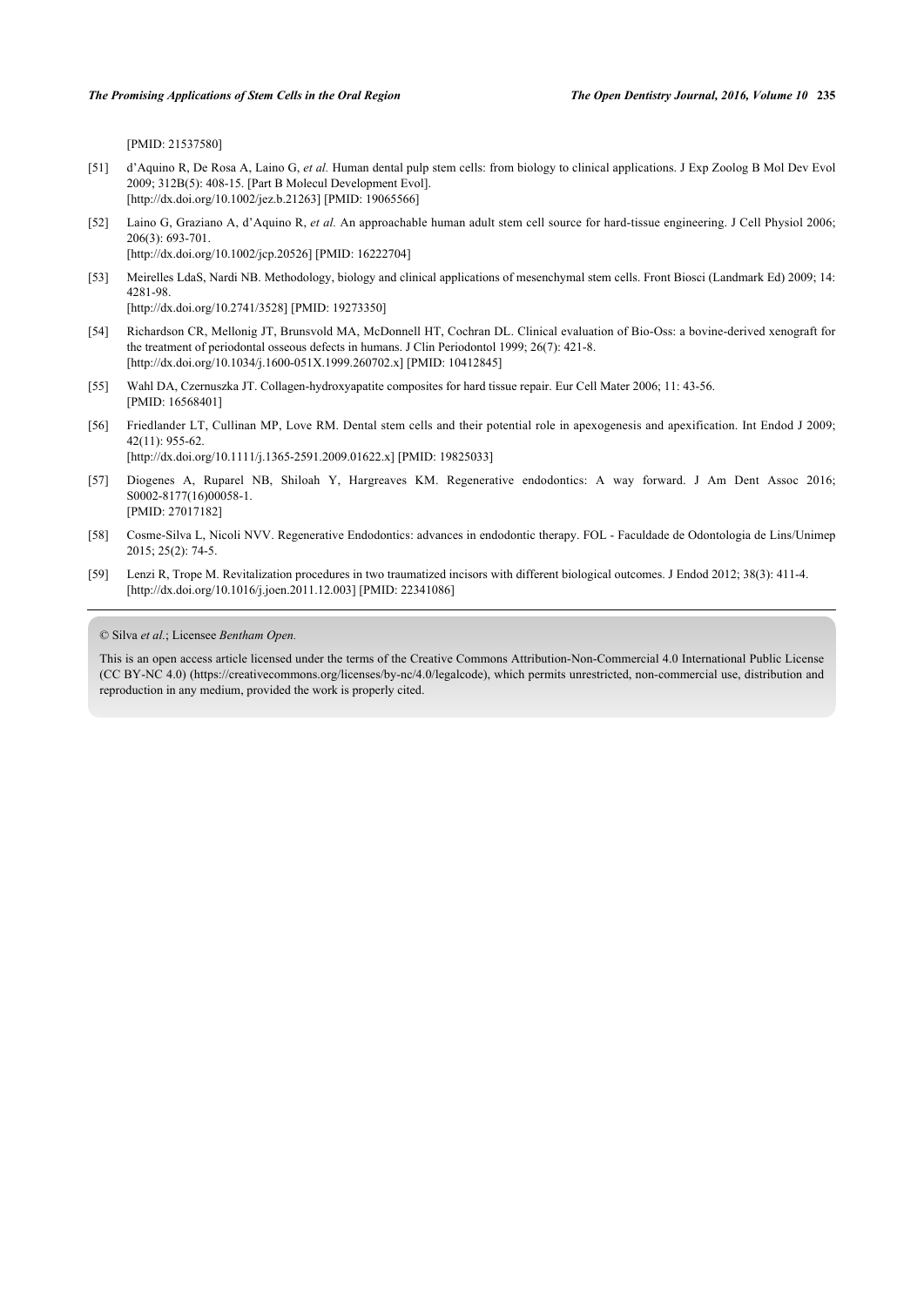[PMID: 21537580]

[51] d'Aquino R, De Rosa A, Laino G, *et al.* Human dental pulp stem cells: from biology to clinical applications. J Exp Zoolog B Mol Dev Evol 2009; 312B(5): 408-15. [Part B Molecul Development Evol].
[http://dx.doi.org/10.1002/jez.b.21263] [PMID: 19065566]

[52] Laino G, Graziano A, d'Aquino R, *et al.* An approachable human adult stem cell source for hard-tissue engineering. J Cell Physiol 2006; 206(3): 693-701.
[http://dx.doi.org/10.1002/jcp.20526] [PMID: 16222704]

[53] Meirelles LdaS, Nardi NB. Methodology, biology and clinical applications of mesenchymal stem cells. Front Biosci (Landmark Ed) 2009; 14: 4281-98.
[http://dx.doi.org/10.2741/3528] [PMID: 19273350]

[54] Richardson CR, Mellonig JT, Brunsvold MA, McDonnell HT, Cochran DL. Clinical evaluation of Bio-Oss: a bovine-derived xenograft for the treatment of periodontal osseous defects in humans. J Clin Periodontol 1999; 26(7): 421-8.
[http://dx.doi.org/10.1034/j.1600-051X.1999.260702.x] [PMID: 10412845]

[55] Wahl DA, Czernuszka JT. Collagen-hydroxyapatite composites for hard tissue repair. Eur Cell Mater 2006; 11: 43-56.
[PMID: 16568401]

[56] Friedlander LT, Cullinan MP, Love RM. Dental stem cells and their potential role in apexogenesis and apexification. Int Endod J 2009; 42(11): 955-62.
[http://dx.doi.org/10.1111/j.1365-2591.2009.01622.x] [PMID: 19825033]

[57] Diogenes A, Ruparel NB, Shiloah Y, Hargreaves KM. Regenerative endodontics: A way forward. J Am Dent Assoc 2016; S0002-8177(16)00058-1.
[PMID: 27017182]

[58] Cosme-Silva L, Nicoli NVV. Regenerative Endodontics: advances in endodontic therapy. FOL - Faculdade de Odontologia de Lins/Unimep 2015; 25(2): 74-5.

[59] Lenzi R, Trope M. Revitalization procedures in two traumatized incisors with different biological outcomes. J Endod 2012; 38(3): 411-4.
[http://dx.doi.org/10.1016/j.joen.2011.12.003] [PMID: 22341086]

---

© Silva *et al.*; Licensee *Bentham Open.*

This is an open access article licensed under the terms of the Creative Commons Attribution-Non-Commercial 4.0 International Public License (CC BY-NC 4.0) (https://creativecommons.org/licenses/by-nc/4.0/legalcode), which permits unrestricted, non-commercial use, distribution and reproduction in any medium, provided the work is properly cited.